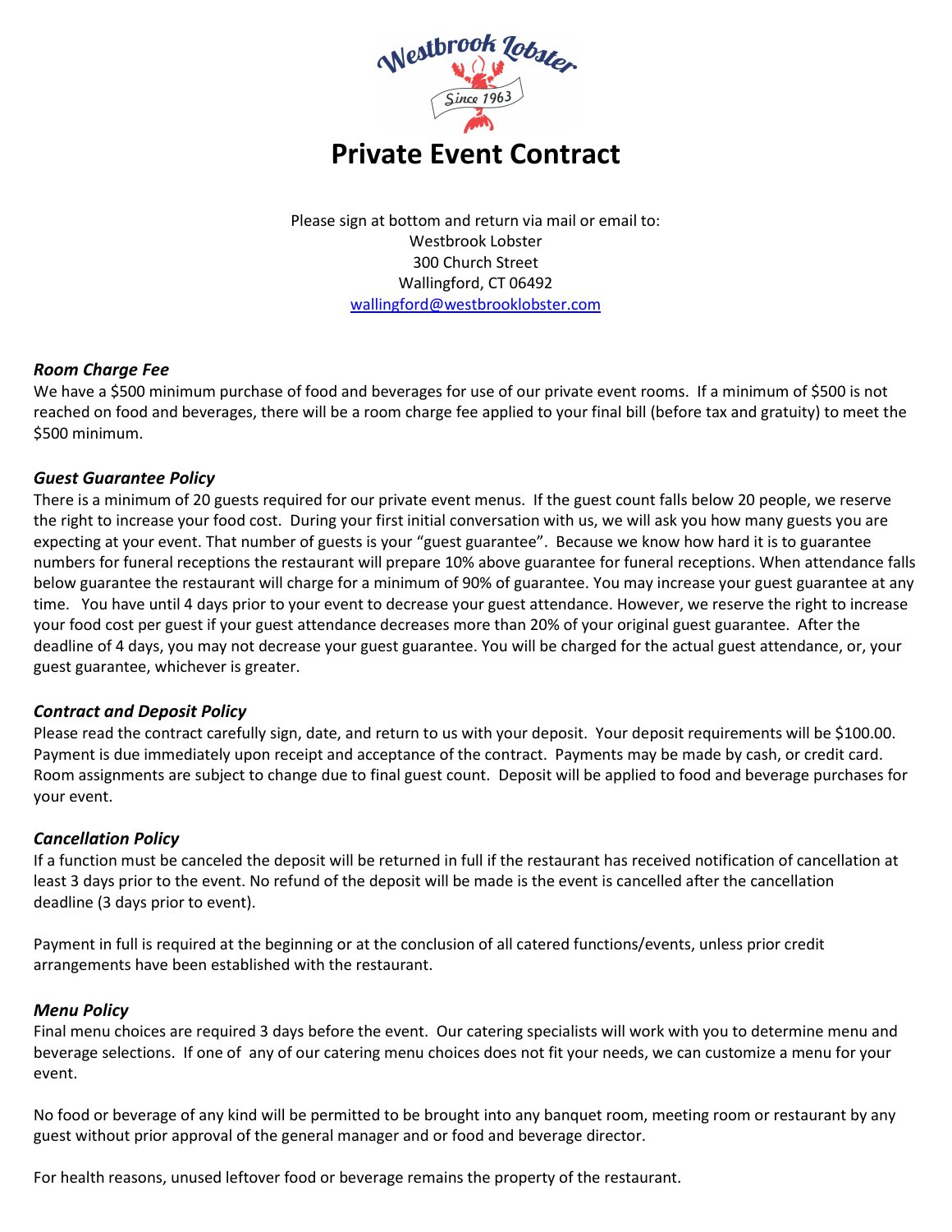# Private Event Contract

Please sign at bottom and return via mail or email to:
Westbrook Lobster
300 Church Street
Wallingford, CT 06492
wallingford@westbrooklobster.com

### *Room Charge Fee*

We have a $500 minimum purchase of food and beverages for use of our private event rooms. If a minimum of $500 is not reached on food and beverages, there will be a room charge fee applied to your final bill (before tax and gratuity) to meet the $500 minimum.

### *Guest Guarantee Policy*

There is a minimum of 20 guests required for our private event menus. If the guest count falls below 20 people, we reserve the right to increase your food cost. During your first initial conversation with us, we will ask you how many guests you are expecting at your event. That number of guests is your "guest guarantee". Because we know how hard it is to guarantee numbers for funeral receptions the restaurant will prepare 10% above guarantee for funeral receptions. When attendance falls below guarantee the restaurant will charge for a minimum of 90% of guarantee. You may increase your guest guarantee at any time. You have until 4 days prior to your event to decrease your guest attendance. However, we reserve the right to increase your food cost per guest if your guest attendance decreases more than 20% of your original guest guarantee. After the deadline of 4 days, you may not decrease your guest guarantee. You will be charged for the actual guest attendance, or, your guest guarantee, whichever is greater.

### *Contract and Deposit Policy*

Please read the contract carefully sign, date, and return to us with your deposit. Your deposit requirements will be $100.00. Payment is due immediately upon receipt and acceptance of the contract. Payments may be made by cash, or credit card. Room assignments are subject to change due to final guest count. Deposit will be applied to food and beverage purchases for your event.

### *Cancellation Policy*

If a function must be canceled the deposit will be returned in full if the restaurant has received notification of cancellation at least 3 days prior to the event. No refund of the deposit will be made is the event is cancelled after the cancellation deadline (3 days prior to event).

Payment in full is required at the beginning or at the conclusion of all catered functions/events, unless prior credit arrangements have been established with the restaurant.

### *Menu Policy*

Final menu choices are required 3 days before the event. Our catering specialists will work with you to determine menu and beverage selections. If one of any of our catering menu choices does not fit your needs, we can customize a menu for your event.

No food or beverage of any kind will be permitted to be brought into any banquet room, meeting room or restaurant by any guest without prior approval of the general manager and or food and beverage director.

For health reasons, unused leftover food or beverage remains the property of the restaurant.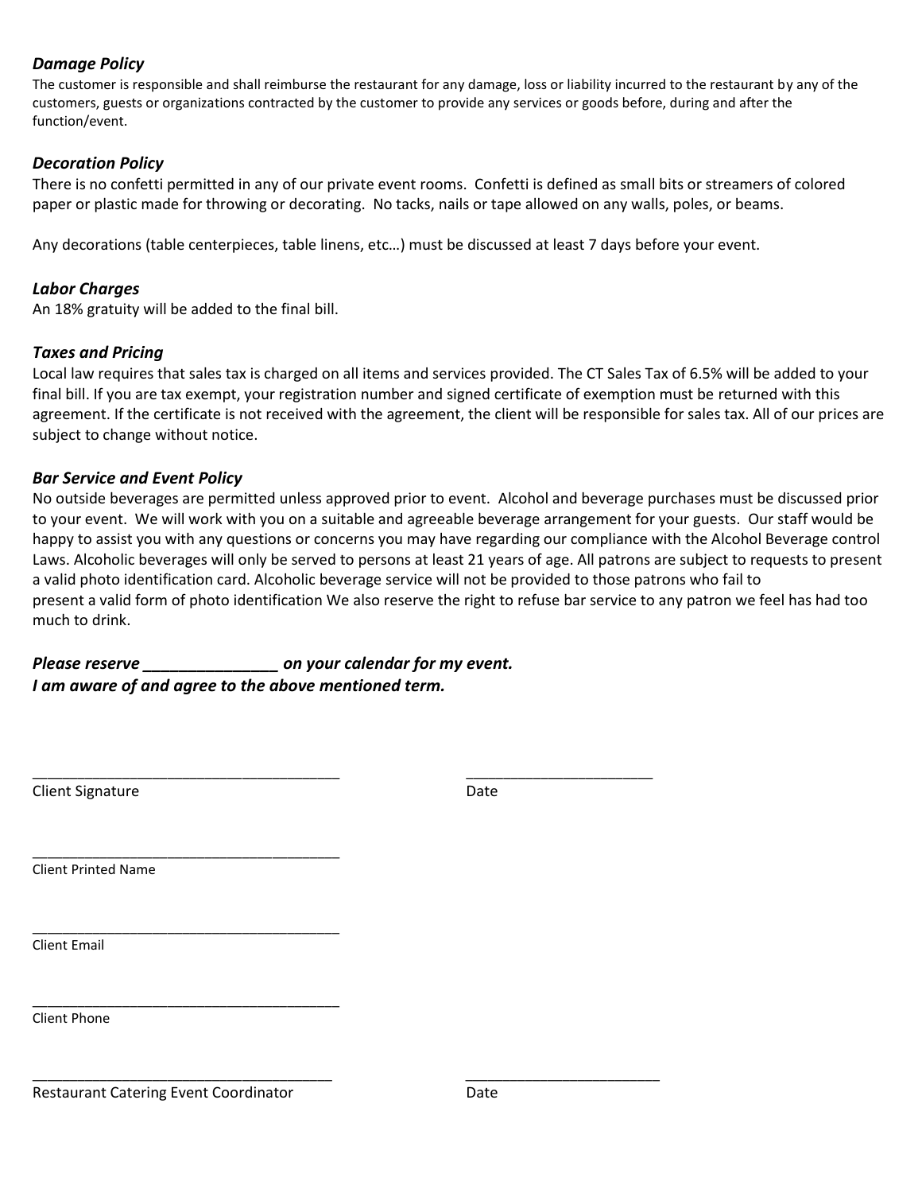### *Damage Policy*

The customer is responsible and shall reimburse the restaurant for any damage, loss or liability incurred to the restaurant by any of the customers, guests or organizations contracted by the customer to provide any services or goods before, during and after the function/event.

### *Decoration Policy*

There is no confetti permitted in any of our private event rooms. Confetti is defined as small bits or streamers of colored paper or plastic made for throwing or decorating. No tacks, nails or tape allowed on any walls, poles, or beams.

Any decorations (table centerpieces, table linens, etc…) must be discussed at least 7 days before your event.

### *Labor Charges*

An 18% gratuity will be added to the final bill.

### *Taxes and Pricing*

Local law requires that sales tax is charged on all items and services provided. The CT Sales Tax of 6.5% will be added to your final bill. If you are tax exempt, your registration number and signed certificate of exemption must be returned with this agreement. If the certificate is not received with the agreement, the client will be responsible for sales tax. All of our prices are subject to change without notice.

### *Bar Service and Event Policy*

No outside beverages are permitted unless approved prior to event. Alcohol and beverage purchases must be discussed prior to your event. We will work with you on a suitable and agreeable beverage arrangement for your guests. Our staff would be happy to assist you with any questions or concerns you may have regarding our compliance with the Alcohol Beverage control Laws. Alcoholic beverages will only be served to persons at least 21 years of age. All patrons are subject to requests to present a valid photo identification card. Alcoholic beverage service will not be provided to those patrons who fail to present a valid form of photo identification We also reserve the right to refuse bar service to any patron we feel has had too much to drink.

***Please reserve _______________ on your calendar for my event.***
***I am aware of and agree to the above mentioned term.***

_______________________________________ _______________________
Client Signature Date

_______________________________________
Client Printed Name

_______________________________________
Client Email

_______________________________________
Client Phone

_______________________________________ ________________________
Restaurant Catering Event Coordinator Date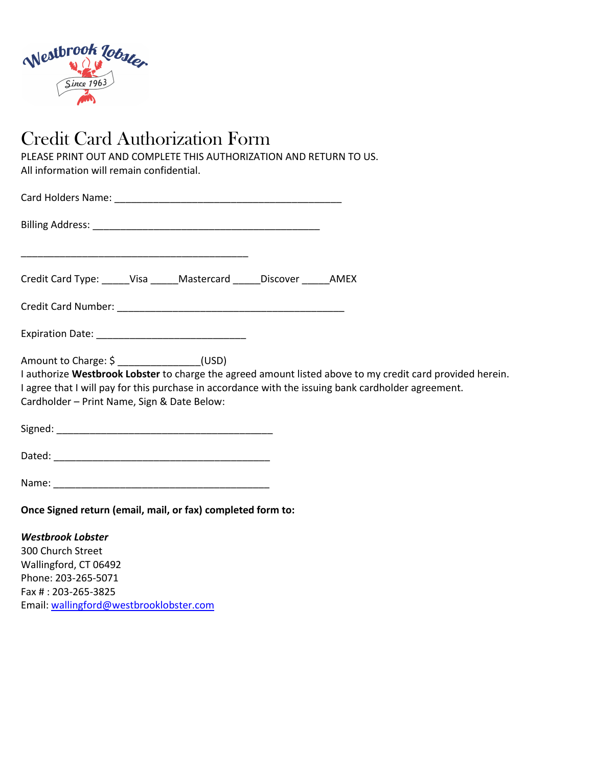# Credit Card Authorization Form

PLEASE PRINT OUT AND COMPLETE THIS AUTHORIZATION AND RETURN TO US.
All information will remain confidential.

Card Holders Name: ___________________________________________

Billing Address: ___________________________________________

___________________________________________

Credit Card Type: _____Visa _____Mastercard _____Discover _____AMEX

Credit Card Number: ___________________________________________

Expiration Date: ___________________________

Amount to Charge: $ _______________(USD)
I authorize **Westbrook Lobster** to charge the agreed amount listed above to my credit card provided herein.
I agree that I will pay for this purchase in accordance with the issuing bank cardholder agreement.
Cardholder – Print Name, Sign & Date Below:

Signed: _______________________________________

Dated: _______________________________________

Name: _______________________________________

**Once Signed return (email, mail, or fax) completed form to:**

***Westbrook Lobster***
300 Church Street
Wallingford, CT 06492
Phone: 203-265-5071
Fax # : 203-265-3825
Email: wallingford@westbrooklobster.com